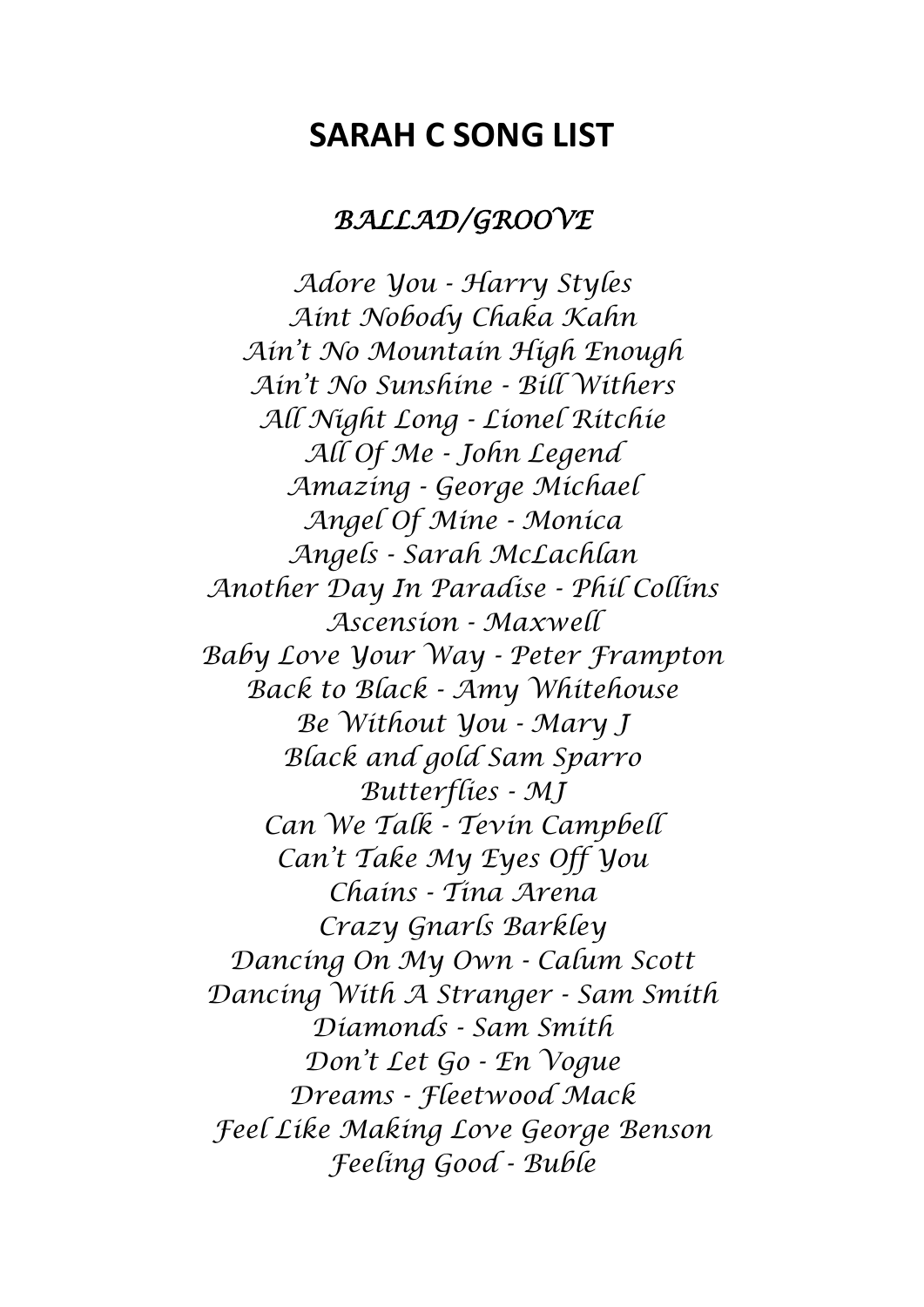# SARAH C SONG LIST

## *BALLAD/GROOVE*

*Adore You - Harry Styles*
*Aint Nobody Chaka Kahn*
*Ain't No Mountain High Enough*
*Ain't No Sunshine - Bill Withers*
*All Night Long - Lionel Ritchie*
*All Of Me - John Legend*
*Amazing - George Michael*
*Angel Of Mine - Monica*
*Angels - Sarah McLachlan*
*Another Day In Paradise - Phil Collins*
*Ascension - Maxwell*
*Baby Love Your Way - Peter Frampton*
*Back to Black - Amy Whitehouse*
*Be Without You - Mary J*
*Black and gold Sam Sparro*
*Butterflies - MJ*
*Can We Talk - Tevin Campbell*
*Can't Take My Eyes Off You*
*Chains - Tina Arena*
*Crazy Gnarls Barkley*
*Dancing On My Own - Calum Scott*
*Dancing With A Stranger - Sam Smith*
*Diamonds - Sam Smith*
*Don't Let Go - En Vogue*
*Dreams - Fleetwood Mack*
*Feel Like Making Love George Benson*
*Feeling Good - Buble*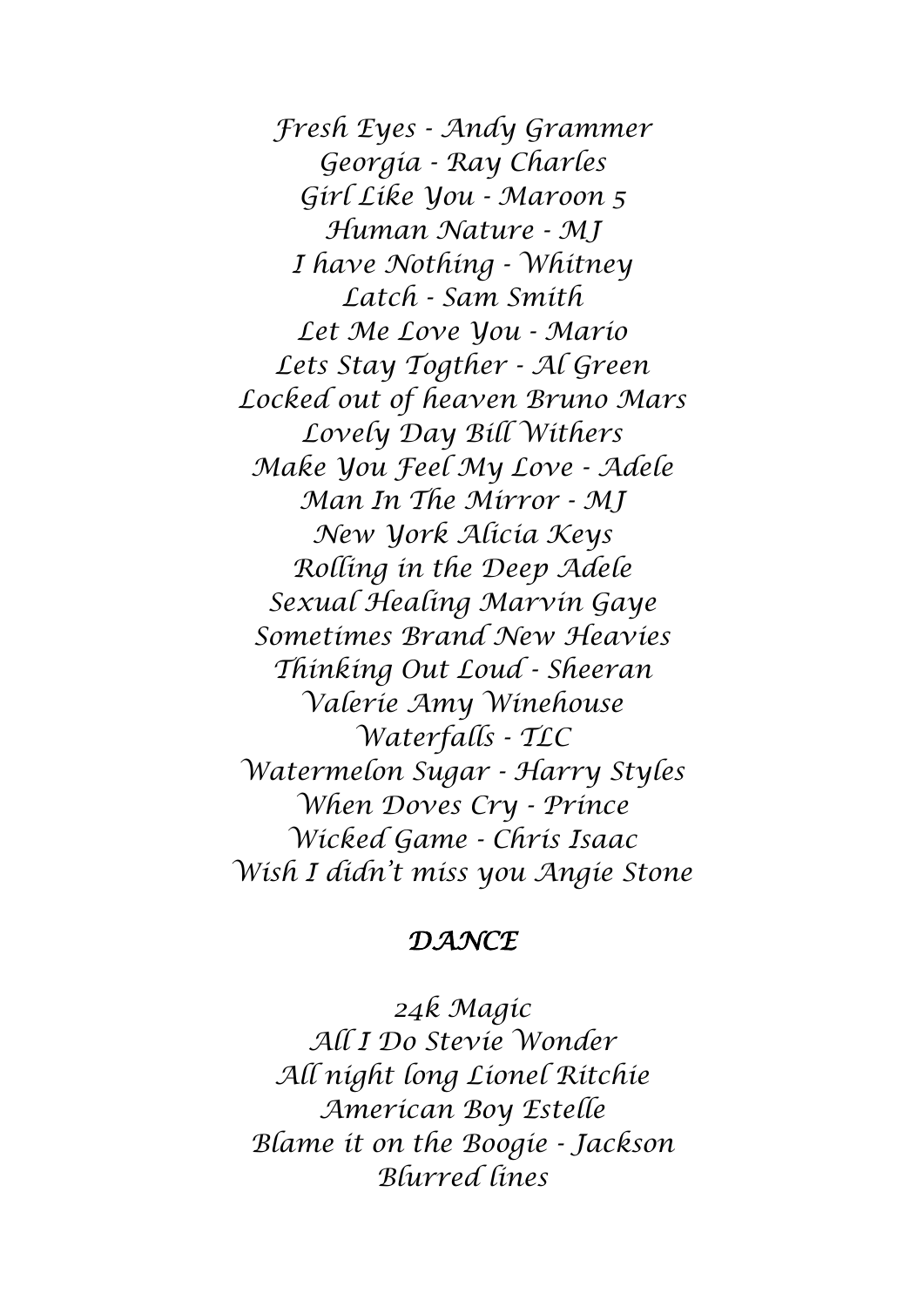*Fresh Eyes - Andy Grammer*
*Georgia - Ray Charles*
*Girl Like You - Maroon 5*
*Human Nature - MJ*
*I have Nothing - Whitney*
*Latch - Sam Smith*
*Let Me Love You - Mario*
*Lets Stay Togther - Al Green*
*Locked out of heaven Bruno Mars*
*Lovely Day Bill Withers*
*Make You Feel My Love - Adele*
*Man In The Mirror - MJ*
*New York Alicia Keys*
*Rolling in the Deep Adele*
*Sexual Healing Marvin Gaye*
*Sometimes Brand New Heavies*
*Thinking Out Loud - Sheeran*
*Valerie Amy Winehouse*
*Waterfalls - TLC*
*Watermelon Sugar - Harry Styles*
*When Doves Cry - Prince*
*Wicked Game - Chris Isaac*
*Wish I didn't miss you Angie Stone*

## *DANCE*

*24k Magic*
*All I Do Stevie Wonder*
*All night long Lionel Ritchie*
*American Boy Estelle*
*Blame it on the Boogie - Jackson*
*Blurred lines*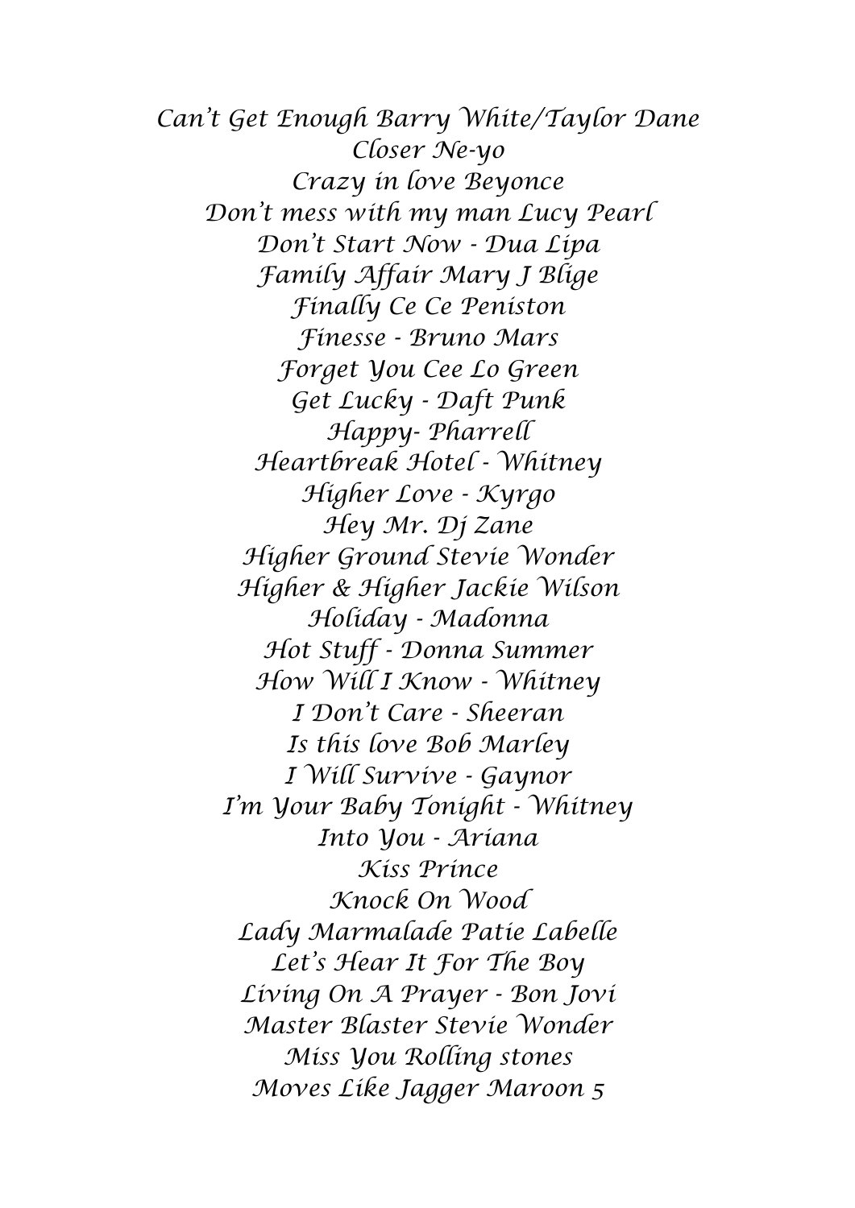Can't Get Enough Barry White/Taylor Dane
Closer Ne-yo
Crazy in love Beyonce
Don't mess with my man Lucy Pearl
Don't Start Now - Dua Lipa
Family Affair Mary J Blige
Finally Ce Ce Peniston
Finesse - Bruno Mars
Forget You Cee Lo Green
Get Lucky - Daft Punk
Happy- Pharrell
Heartbreak Hotel - Whitney
Higher Love - Kyrgo
Hey Mr. Dj Zane
Higher Ground Stevie Wonder
Higher & Higher Jackie Wilson
Holiday - Madonna
Hot Stuff - Donna Summer
How Will I Know - Whitney
I Don't Care - Sheeran
Is this love Bob Marley
I Will Survive - Gaynor
I'm Your Baby Tonight - Whitney
Into You - Ariana
Kiss Prince
Knock On Wood
Lady Marmalade Patie Labelle
Let's Hear It For The Boy
Living On A Prayer - Bon Jovi
Master Blaster Stevie Wonder
Miss You Rolling stones
Moves Like Jagger Maroon 5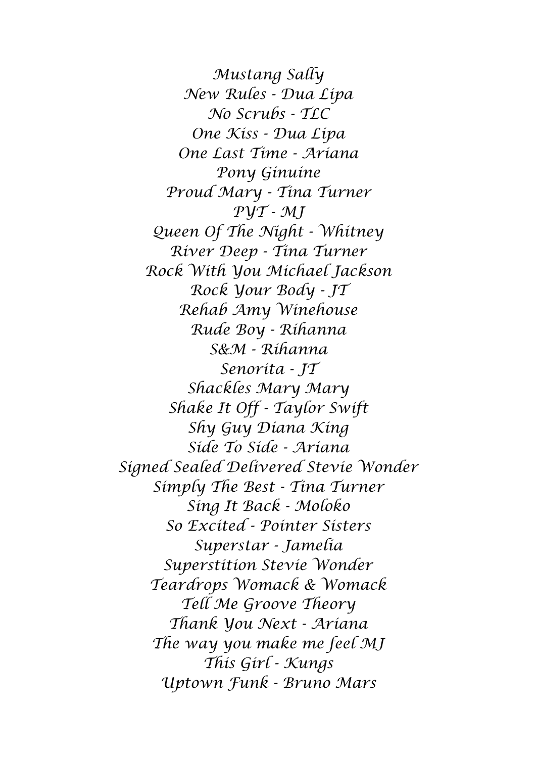Mustang Sally
New Rules - Dua Lipa
No Scrubs - TLC
One Kiss - Dua Lipa
One Last Time - Ariana
Pony Ginuine
Proud Mary - Tina Turner
PYT - MJ
Queen Of The Night - Whitney
River Deep - Tina Turner
Rock With You Michael Jackson
Rock Your Body - JT
Rehab Amy Winehouse
Rude Boy - Rihanna
S&M - Rihanna
Senorita - JT
Shackles Mary Mary
Shake It Off - Taylor Swift
Shy Guy Diana King
Side To Side - Ariana
Signed Sealed Delivered Stevie Wonder
Simply The Best - Tina Turner
Sing It Back - Moloko
So Excited - Pointer Sisters
Superstar - Jamelia
Superstition Stevie Wonder
Teardrops Womack & Womack
Tell Me Groove Theory
Thank You Next - Ariana
The way you make me feel MJ
This Girl - Kungs
Uptown Funk - Bruno Mars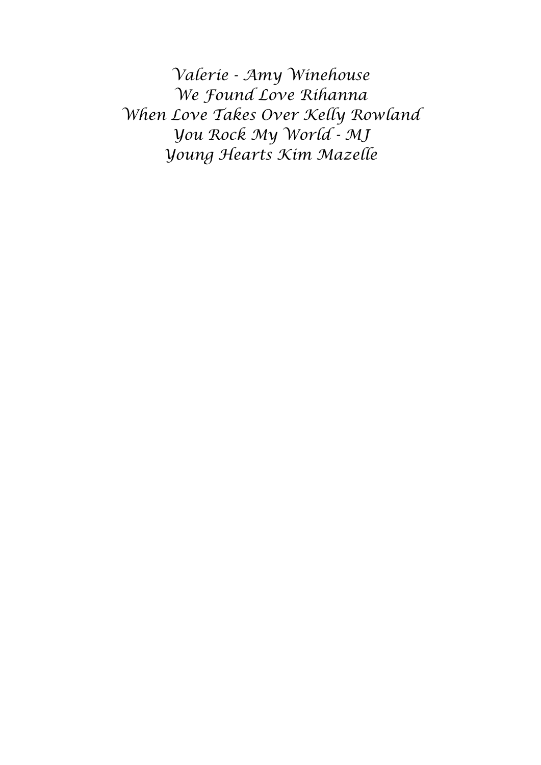*Valerie - Amy Winehouse*
*We Found Love Rihanna*
*When Love Takes Over Kelly Rowland*
*You Rock My World - MJ*
*Young Hearts Kim Mazelle*